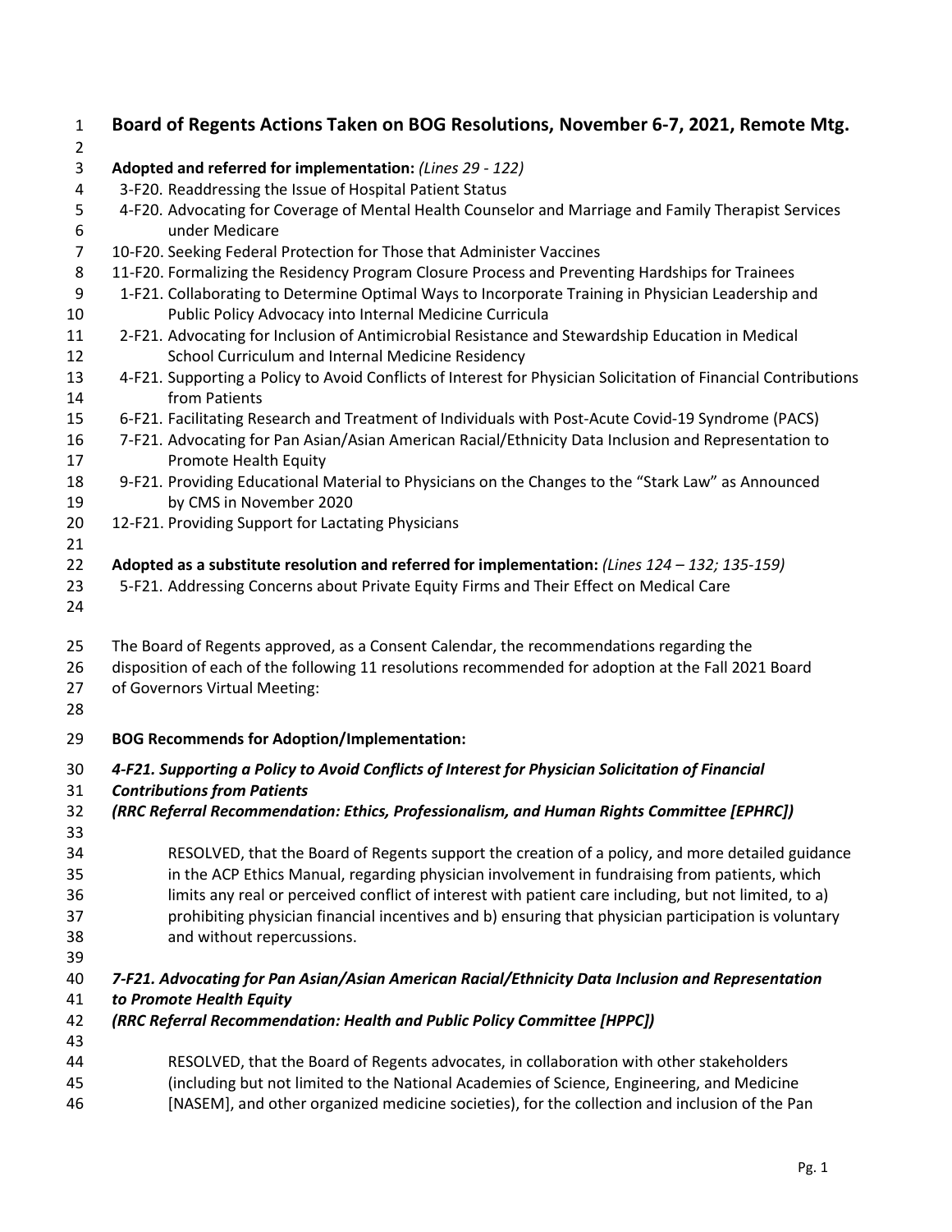# Board of Regents Actions Taken on BOG Resolutions, November 6-7, 2021, Remote Mtg.

**Adopted and referred for implementation:** *(Lines 29 - 122)*

- 3-F20. Readdressing the Issue of Hospital Patient Status
- 4-F20. Advocating for Coverage of Mental Health Counselor and Marriage and Family Therapist Services under Medicare
- 10-F20. Seeking Federal Protection for Those that Administer Vaccines
- 11-F20. Formalizing the Residency Program Closure Process and Preventing Hardships for Trainees
- 1-F21. Collaborating to Determine Optimal Ways to Incorporate Training in Physician Leadership and Public Policy Advocacy into Internal Medicine Curricula
- 2-F21. Advocating for Inclusion of Antimicrobial Resistance and Stewardship Education in Medical School Curriculum and Internal Medicine Residency
- 4-F21. Supporting a Policy to Avoid Conflicts of Interest for Physician Solicitation of Financial Contributions from Patients
- 6-F21. Facilitating Research and Treatment of Individuals with Post-Acute Covid-19 Syndrome (PACS)
- 7-F21. Advocating for Pan Asian/Asian American Racial/Ethnicity Data Inclusion and Representation to Promote Health Equity
- 9-F21. Providing Educational Material to Physicians on the Changes to the "Stark Law" as Announced by CMS in November 2020
- 12-F21. Providing Support for Lactating Physicians

**Adopted as a substitute resolution and referred for implementation:** *(Lines 124 – 132; 135-159)*

- 5-F21. Addressing Concerns about Private Equity Firms and Their Effect on Medical Care

The Board of Regents approved, as a Consent Calendar, the recommendations regarding the disposition of each of the following 11 resolutions recommended for adoption at the Fall 2021 Board of Governors Virtual Meeting:

**BOG Recommends for Adoption/Implementation:**

***4-F21. Supporting a Policy to Avoid Conflicts of Interest for Physician Solicitation of Financial Contributions from Patients***
***(RRC Referral Recommendation: Ethics, Professionalism, and Human Rights Committee [EPHRC])***

RESOLVED, that the Board of Regents support the creation of a policy, and more detailed guidance in the ACP Ethics Manual, regarding physician involvement in fundraising from patients, which limits any real or perceived conflict of interest with patient care including, but not limited, to a) prohibiting physician financial incentives and b) ensuring that physician participation is voluntary and without repercussions.

***7-F21. Advocating for Pan Asian/Asian American Racial/Ethnicity Data Inclusion and Representation to Promote Health Equity***
***(RRC Referral Recommendation: Health and Public Policy Committee [HPPC])***

RESOLVED, that the Board of Regents advocates, in collaboration with other stakeholders (including but not limited to the National Academies of Science, Engineering, and Medicine [NASEM], and other organized medicine societies), for the collection and inclusion of the Pan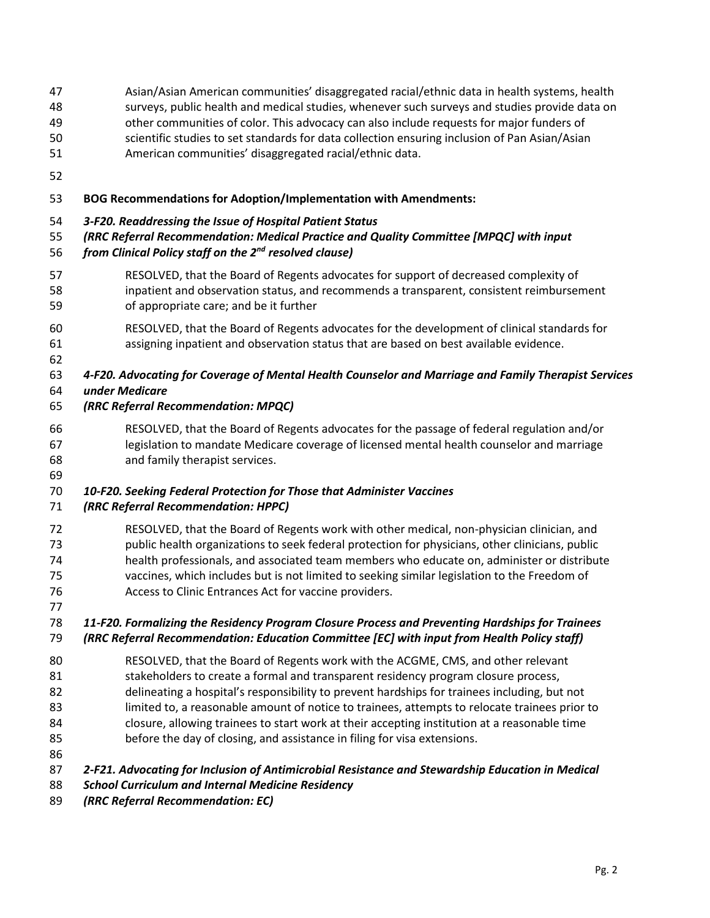Asian/Asian American communities' disaggregated racial/ethnic data in health systems, health surveys, public health and medical studies, whenever such surveys and studies provide data on other communities of color. This advocacy can also include requests for major funders of scientific studies to set standards for data collection ensuring inclusion of Pan Asian/Asian American communities' disaggregated racial/ethnic data.

**BOG Recommendations for Adoption/Implementation with Amendments:**

***3-F20. Readdressing the Issue of Hospital Patient Status***
***(RRC Referral Recommendation: Medical Practice and Quality Committee [MPQC] with input from Clinical Policy staff on the 2nd resolved clause)***

RESOLVED, that the Board of Regents advocates for support of decreased complexity of inpatient and observation status, and recommends a transparent, consistent reimbursement of appropriate care; and be it further

RESOLVED, that the Board of Regents advocates for the development of clinical standards for assigning inpatient and observation status that are based on best available evidence.

***4-F20. Advocating for Coverage of Mental Health Counselor and Marriage and Family Therapist Services under Medicare***
***(RRC Referral Recommendation: MPQC)***

RESOLVED, that the Board of Regents advocates for the passage of federal regulation and/or legislation to mandate Medicare coverage of licensed mental health counselor and marriage and family therapist services.

***10-F20. Seeking Federal Protection for Those that Administer Vaccines***
***(RRC Referral Recommendation: HPPC)***

RESOLVED, that the Board of Regents work with other medical, non-physician clinician, and public health organizations to seek federal protection for physicians, other clinicians, public health professionals, and associated team members who educate on, administer or distribute vaccines, which includes but is not limited to seeking similar legislation to the Freedom of Access to Clinic Entrances Act for vaccine providers.

***11-F20. Formalizing the Residency Program Closure Process and Preventing Hardships for Trainees***
***(RRC Referral Recommendation: Education Committee [EC] with input from Health Policy staff)***

RESOLVED, that the Board of Regents work with the ACGME, CMS, and other relevant stakeholders to create a formal and transparent residency program closure process, delineating a hospital's responsibility to prevent hardships for trainees including, but not limited to, a reasonable amount of notice to trainees, attempts to relocate trainees prior to closure, allowing trainees to start work at their accepting institution at a reasonable time before the day of closing, and assistance in filing for visa extensions.

***2-F21. Advocating for Inclusion of Antimicrobial Resistance and Stewardship Education in Medical School Curriculum and Internal Medicine Residency***
***(RRC Referral Recommendation: EC)***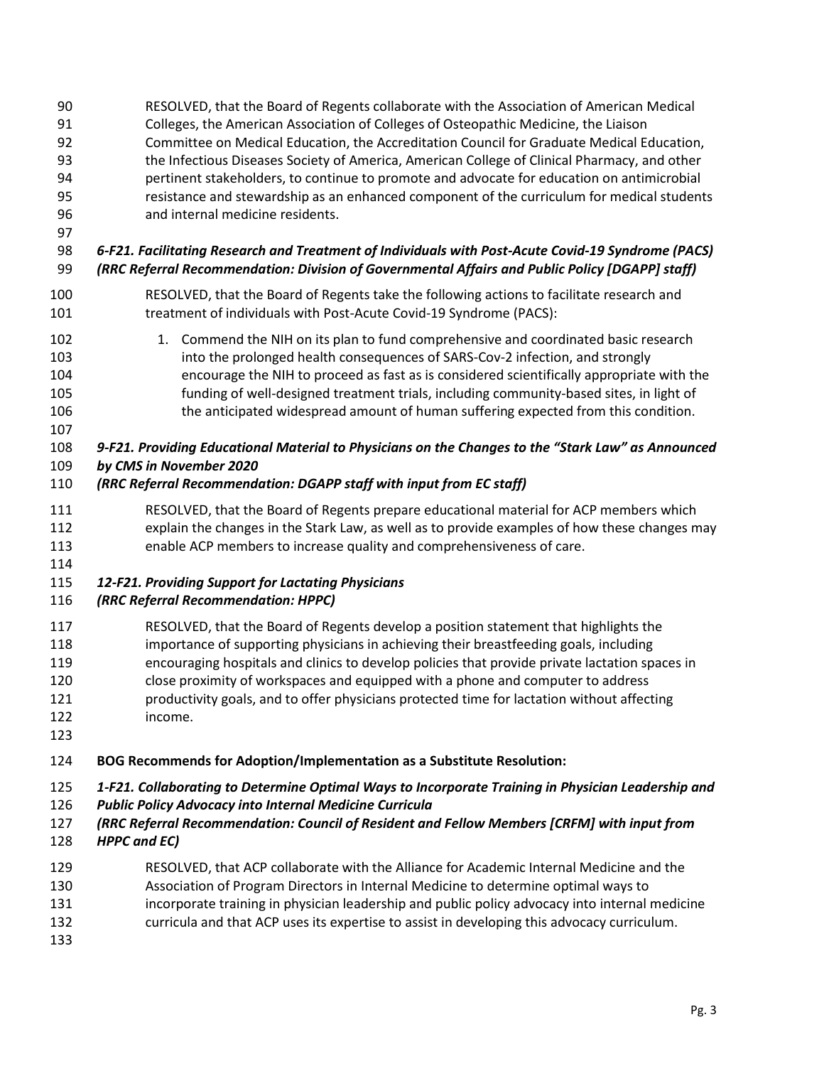RESOLVED, that the Board of Regents collaborate with the Association of American Medical Colleges, the American Association of Colleges of Osteopathic Medicine, the Liaison Committee on Medical Education, the Accreditation Council for Graduate Medical Education, the Infectious Diseases Society of America, American College of Clinical Pharmacy, and other pertinent stakeholders, to continue to promote and advocate for education on antimicrobial resistance and stewardship as an enhanced component of the curriculum for medical students and internal medicine residents.

***6-F21. Facilitating Research and Treatment of Individuals with Post-Acute Covid-19 Syndrome (PACS)***
***(RRC Referral Recommendation: Division of Governmental Affairs and Public Policy [DGAPP] staff)***

RESOLVED, that the Board of Regents take the following actions to facilitate research and treatment of individuals with Post-Acute Covid-19 Syndrome (PACS):

1. Commend the NIH on its plan to fund comprehensive and coordinated basic research into the prolonged health consequences of SARS-Cov-2 infection, and strongly encourage the NIH to proceed as fast as is considered scientifically appropriate with the funding of well-designed treatment trials, including community-based sites, in light of the anticipated widespread amount of human suffering expected from this condition.

***9-F21. Providing Educational Material to Physicians on the Changes to the "Stark Law" as Announced by CMS in November 2020***
***(RRC Referral Recommendation: DGAPP staff with input from EC staff)***

RESOLVED, that the Board of Regents prepare educational material for ACP members which explain the changes in the Stark Law, as well as to provide examples of how these changes may enable ACP members to increase quality and comprehensiveness of care.

***12-F21. Providing Support for Lactating Physicians***
***(RRC Referral Recommendation: HPPC)***

RESOLVED, that the Board of Regents develop a position statement that highlights the importance of supporting physicians in achieving their breastfeeding goals, including encouraging hospitals and clinics to develop policies that provide private lactation spaces in close proximity of workspaces and equipped with a phone and computer to address productivity goals, and to offer physicians protected time for lactation without affecting income.

**BOG Recommends for Adoption/Implementation as a Substitute Resolution:**

***1-F21. Collaborating to Determine Optimal Ways to Incorporate Training in Physician Leadership and Public Policy Advocacy into Internal Medicine Curricula***
***(RRC Referral Recommendation: Council of Resident and Fellow Members [CRFM] with input from HPPC and EC)***

RESOLVED, that ACP collaborate with the Alliance for Academic Internal Medicine and the Association of Program Directors in Internal Medicine to determine optimal ways to incorporate training in physician leadership and public policy advocacy into internal medicine curricula and that ACP uses its expertise to assist in developing this advocacy curriculum.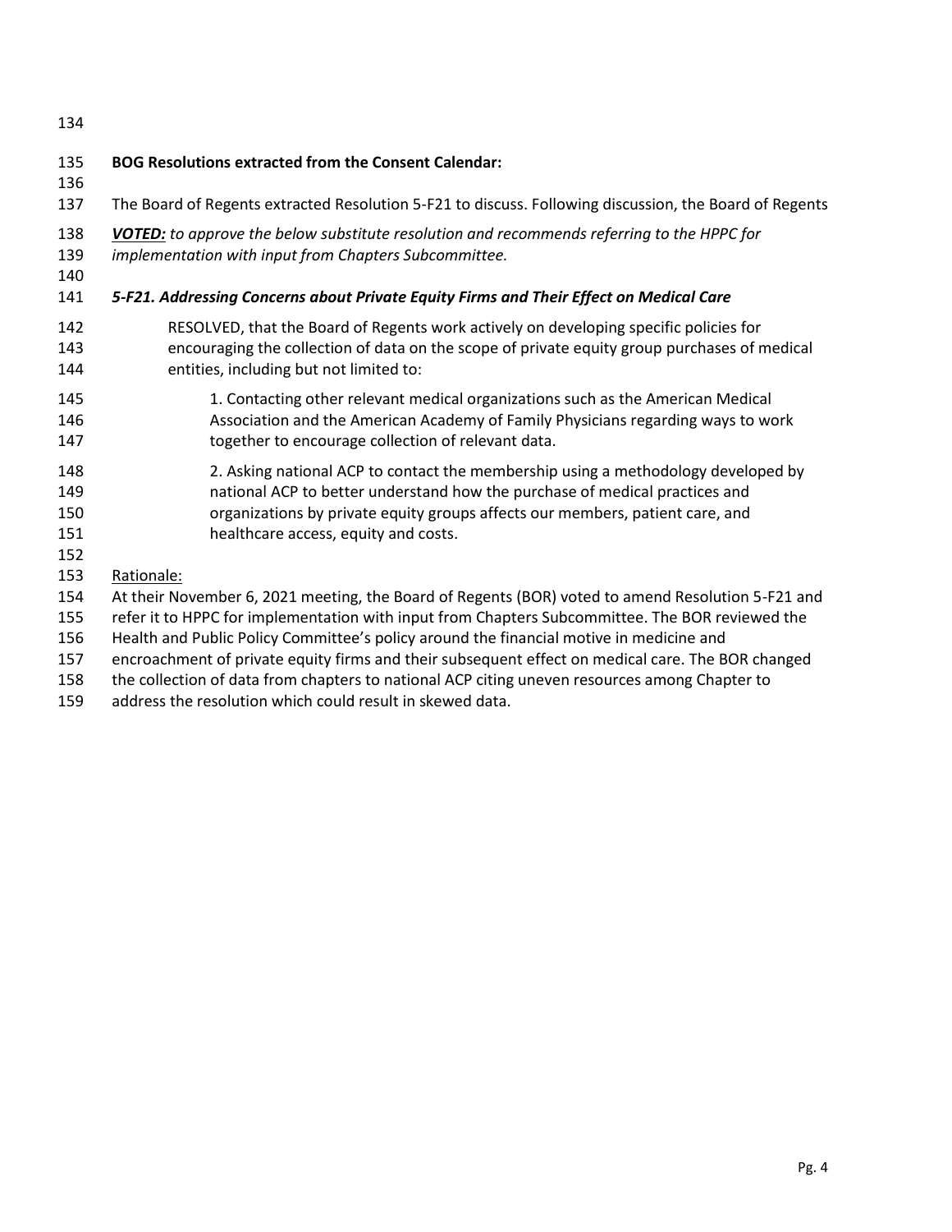**BOG Resolutions extracted from the Consent Calendar:**

The Board of Regents extracted Resolution 5-F21 to discuss. Following discussion, the Board of Regents

***VOTED:*** *to approve the below substitute resolution and recommends referring to the HPPC for implementation with input from Chapters Subcommittee.*

***5-F21. Addressing Concerns about Private Equity Firms and Their Effect on Medical Care***

RESOLVED, that the Board of Regents work actively on developing specific policies for encouraging the collection of data on the scope of private equity group purchases of medical entities, including but not limited to:

1. Contacting other relevant medical organizations such as the American Medical Association and the American Academy of Family Physicians regarding ways to work together to encourage collection of relevant data.

2. Asking national ACP to contact the membership using a methodology developed by national ACP to better understand how the purchase of medical practices and organizations by private equity groups affects our members, patient care, and healthcare access, equity and costs.

Rationale:

At their November 6, 2021 meeting, the Board of Regents (BOR) voted to amend Resolution 5-F21 and refer it to HPPC for implementation with input from Chapters Subcommittee. The BOR reviewed the Health and Public Policy Committee's policy around the financial motive in medicine and encroachment of private equity firms and their subsequent effect on medical care. The BOR changed the collection of data from chapters to national ACP citing uneven resources among Chapter to address the resolution which could result in skewed data.